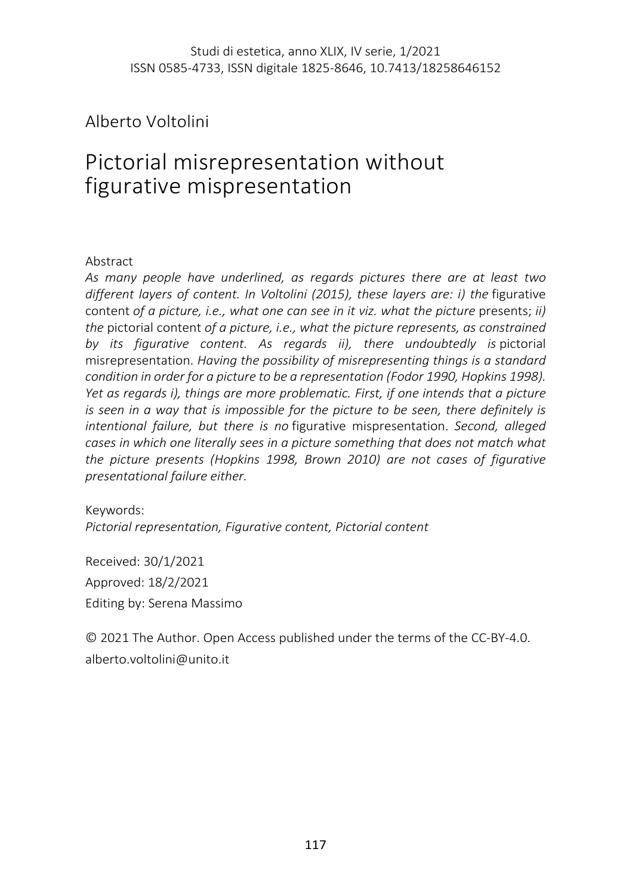Studi di estetica, anno XLIX, IV serie, 1/2021
ISSN 0585-4733, ISSN digitale 1825-8646, 10.7413/18258646152

Alberto Voltolini

# Pictorial misrepresentation without figurative mispresentation

Abstract

*As many people have underlined, as regards pictures there are at least two different layers of content. In Voltolini (2015), these layers are: i) the* figurative content *of a picture, i.e., what one can see in it viz. what the picture* presents; *ii) the* pictorial content *of a picture, i.e., what the picture represents, as constrained by its figurative content. As regards ii), there undoubtedly is* pictorial misrepresentation. *Having the possibility of misrepresenting things is a standard condition in order for a picture to be a representation (Fodor 1990, Hopkins 1998). Yet as regards i), things are more problematic. First, if one intends that a picture is seen in a way that is impossible for the picture to be seen, there definitely is intentional failure, but there is no* figurative mispresentation. *Second, alleged cases in which one literally sees in a picture something that does not match what the picture presents (Hopkins 1998, Brown 2010) are not cases of figurative presentational failure either.*

Keywords:
*Pictorial representation, Figurative content, Pictorial content*

Received: 30/1/2021
Approved: 18/2/2021
Editing by: Serena Massimo

© 2021 The Author. Open Access published under the terms of the CC-BY-4.0.
alberto.voltolini@unito.it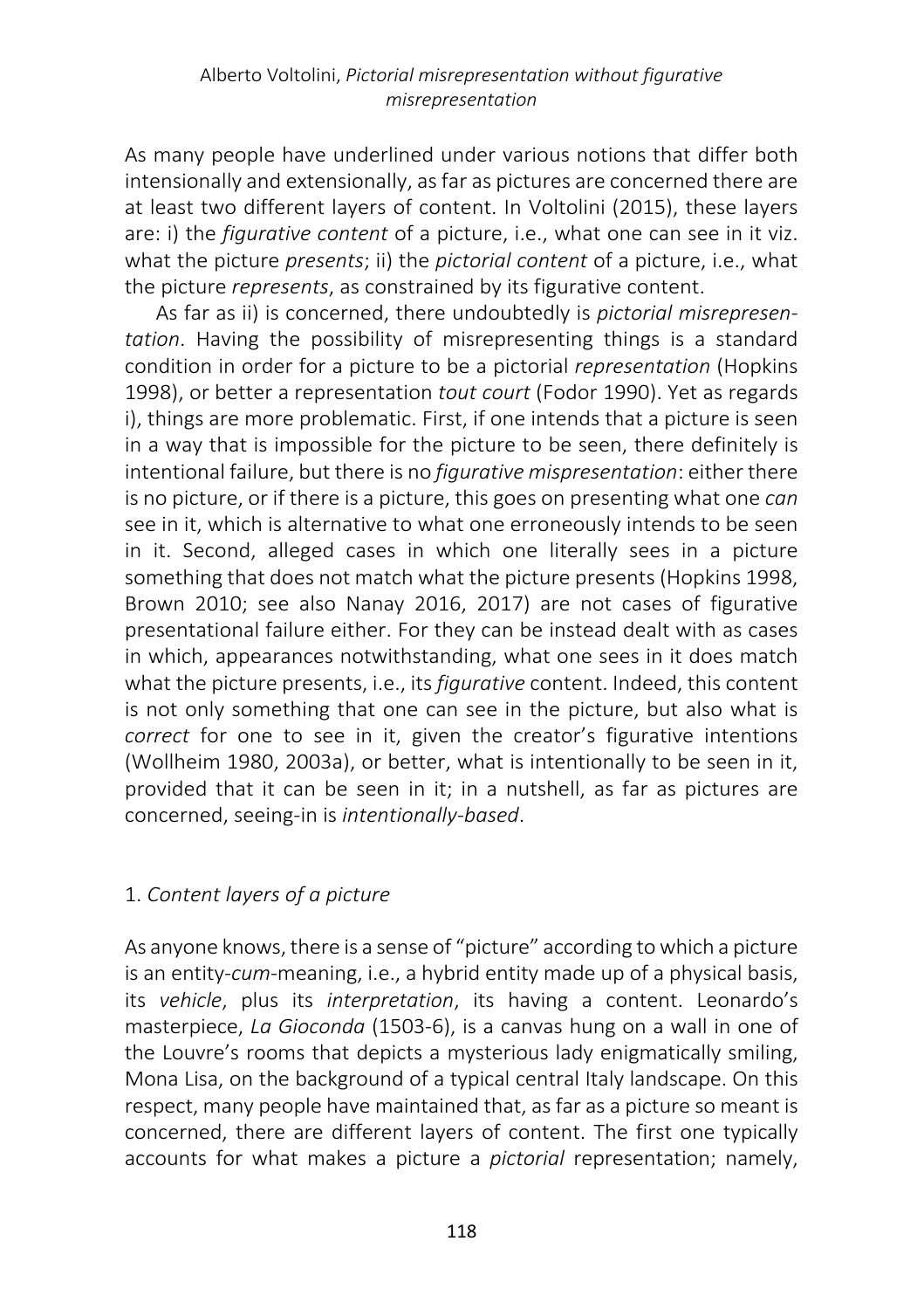As many people have underlined under various notions that differ both intensionally and extensionally, as far as pictures are concerned there are at least two different layers of content. In Voltolini (2015), these layers are: i) the *figurative content* of a picture, i.e., what one can see in it viz. what the picture *presents*; ii) the *pictorial content* of a picture, i.e., what the picture *represents*, as constrained by its figurative content.

As far as ii) is concerned, there undoubtedly is *pictorial misrepresentation*. Having the possibility of misrepresenting things is a standard condition in order for a picture to be a pictorial *representation* (Hopkins 1998), or better a representation *tout court* (Fodor 1990). Yet as regards i), things are more problematic. First, if one intends that a picture is seen in a way that is impossible for the picture to be seen, there definitely is intentional failure, but there is no *figurative mispresentation*: either there is no picture, or if there is a picture, this goes on presenting what one *can* see in it, which is alternative to what one erroneously intends to be seen in it. Second, alleged cases in which one literally sees in a picture something that does not match what the picture presents (Hopkins 1998, Brown 2010; see also Nanay 2016, 2017) are not cases of figurative presentational failure either. For they can be instead dealt with as cases in which, appearances notwithstanding, what one sees in it does match what the picture presents, i.e., its *figurative* content. Indeed, this content is not only something that one can see in the picture, but also what is *correct* for one to see in it, given the creator's figurative intentions (Wollheim 1980, 2003a), or better, what is intentionally to be seen in it, provided that it can be seen in it; in a nutshell, as far as pictures are concerned, seeing-in is *intentionally-based*.

## 1. *Content layers of a picture*

As anyone knows, there is a sense of "picture" according to which a picture is an entity-*cum*-meaning, i.e., a hybrid entity made up of a physical basis, its *vehicle*, plus its *interpretation*, its having a content. Leonardo's masterpiece, *La Gioconda* (1503-6), is a canvas hung on a wall in one of the Louvre's rooms that depicts a mysterious lady enigmatically smiling, Mona Lisa, on the background of a typical central Italy landscape. On this respect, many people have maintained that, as far as a picture so meant is concerned, there are different layers of content. The first one typically accounts for what makes a picture a *pictorial* representation; namely,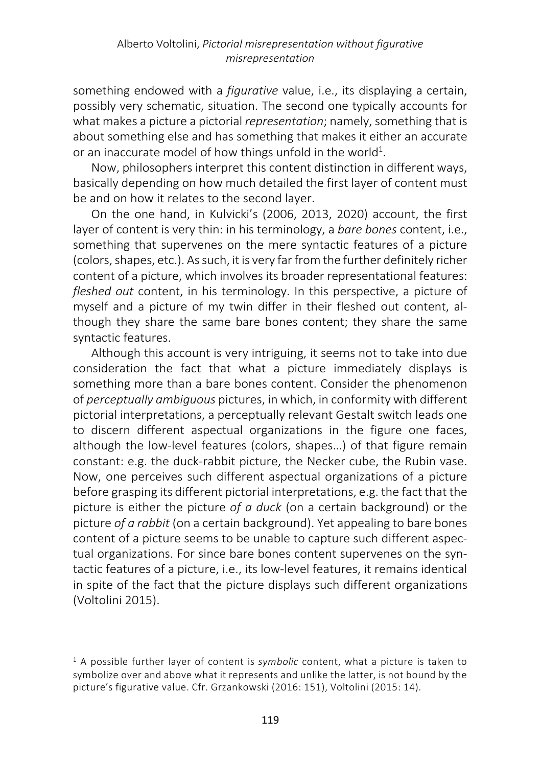something endowed with a *figurative* value, i.e., its displaying a certain, possibly very schematic, situation. The second one typically accounts for what makes a picture a pictorial *representation*; namely, something that is about something else and has something that makes it either an accurate or an inaccurate model of how things unfold in the world[1].

Now, philosophers interpret this content distinction in different ways, basically depending on how much detailed the first layer of content must be and on how it relates to the second layer.

On the one hand, in Kulvicki's (2006, 2013, 2020) account, the first layer of content is very thin: in his terminology, a *bare bones* content, i.e., something that supervenes on the mere syntactic features of a picture (colors, shapes, etc.). As such, it is very far from the further definitely richer content of a picture, which involves its broader representational features: *fleshed out* content, in his terminology. In this perspective, a picture of myself and a picture of my twin differ in their fleshed out content, although they share the same bare bones content; they share the same syntactic features.

Although this account is very intriguing, it seems not to take into due consideration the fact that what a picture immediately displays is something more than a bare bones content. Consider the phenomenon of *perceptually ambiguous* pictures, in which, in conformity with different pictorial interpretations, a perceptually relevant Gestalt switch leads one to discern different aspectual organizations in the figure one faces, although the low-level features (colors, shapes…) of that figure remain constant: e.g. the duck-rabbit picture, the Necker cube, the Rubin vase. Now, one perceives such different aspectual organizations of a picture before grasping its different pictorial interpretations, e.g. the fact that the picture is either the picture *of a duck* (on a certain background) or the picture *of a rabbit* (on a certain background). Yet appealing to bare bones content of a picture seems to be unable to capture such different aspectual organizations. For since bare bones content supervenes on the syntactic features of a picture, i.e., its low-level features, it remains identical in spite of the fact that the picture displays such different organizations (Voltolini 2015).

[1] A possible further layer of content is *symbolic* content, what a picture is taken to symbolize over and above what it represents and unlike the latter, is not bound by the picture's figurative value. Cfr. Grzankowski (2016: 151), Voltolini (2015: 14).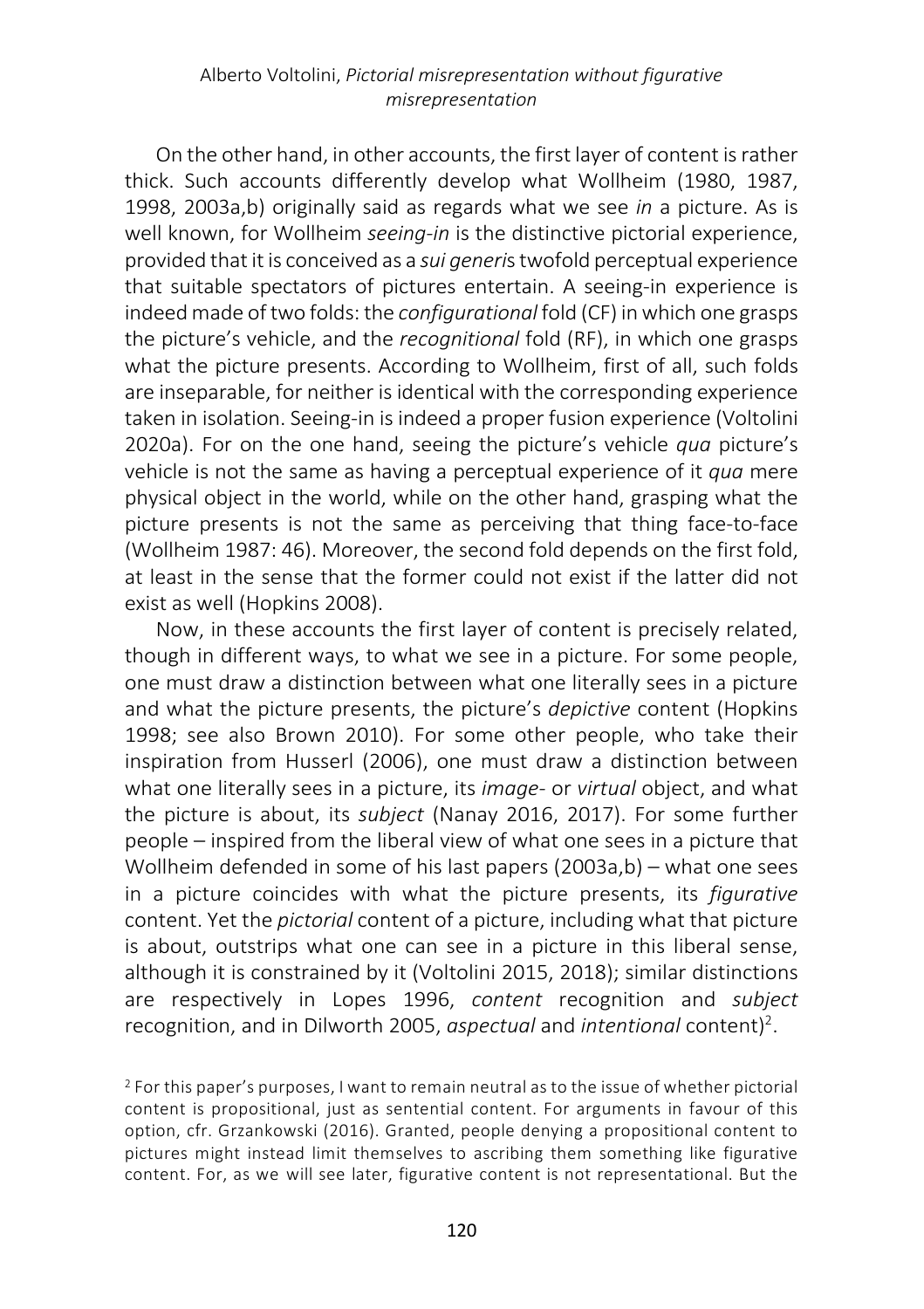On the other hand, in other accounts, the first layer of content is rather thick. Such accounts differently develop what Wollheim (1980, 1987, 1998, 2003a,b) originally said as regards what we see *in* a picture. As is well known, for Wollheim *seeing-in* is the distinctive pictorial experience, provided that it is conceived as a *sui generis* twofold perceptual experience that suitable spectators of pictures entertain. A seeing-in experience is indeed made of two folds: the *configurational* fold (CF) in which one grasps the picture's vehicle, and the *recognitional* fold (RF), in which one grasps what the picture presents. According to Wollheim, first of all, such folds are inseparable, for neither is identical with the corresponding experience taken in isolation. Seeing-in is indeed a proper fusion experience (Voltolini 2020a). For on the one hand, seeing the picture's vehicle *qua* picture's vehicle is not the same as having a perceptual experience of it *qua* mere physical object in the world, while on the other hand, grasping what the picture presents is not the same as perceiving that thing face-to-face (Wollheim 1987: 46). Moreover, the second fold depends on the first fold, at least in the sense that the former could not exist if the latter did not exist as well (Hopkins 2008).

Now, in these accounts the first layer of content is precisely related, though in different ways, to what we see in a picture. For some people, one must draw a distinction between what one literally sees in a picture and what the picture presents, the picture's *depictive* content (Hopkins 1998; see also Brown 2010). For some other people, who take their inspiration from Husserl (2006), one must draw a distinction between what one literally sees in a picture, its *image-* or *virtual* object, and what the picture is about, its *subject* (Nanay 2016, 2017). For some further people – inspired from the liberal view of what one sees in a picture that Wollheim defended in some of his last papers (2003a,b) – what one sees in a picture coincides with what the picture presents, its *figurative* content. Yet the *pictorial* content of a picture, including what that picture is about, outstrips what one can see in a picture in this liberal sense, although it is constrained by it (Voltolini 2015, 2018); similar distinctions are respectively in Lopes 1996, *content* recognition and *subject* recognition, and in Dilworth 2005, *aspectual* and *intentional* content)[2].

[2] For this paper's purposes, I want to remain neutral as to the issue of whether pictorial content is propositional, just as sentential content. For arguments in favour of this option, cfr. Grzankowski (2016). Granted, people denying a propositional content to pictures might instead limit themselves to ascribing them something like figurative content. For, as we will see later, figurative content is not representational. But the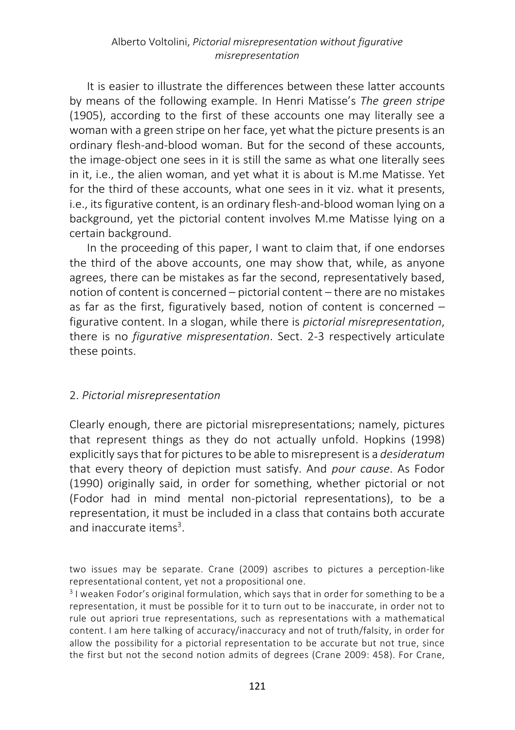It is easier to illustrate the differences between these latter accounts by means of the following example. In Henri Matisse's *The green stripe* (1905), according to the first of these accounts one may literally see a woman with a green stripe on her face, yet what the picture presents is an ordinary flesh-and-blood woman. But for the second of these accounts, the image-object one sees in it is still the same as what one literally sees in it, i.e., the alien woman, and yet what it is about is M.me Matisse. Yet for the third of these accounts, what one sees in it viz. what it presents, i.e., its figurative content, is an ordinary flesh-and-blood woman lying on a background, yet the pictorial content involves M.me Matisse lying on a certain background.

In the proceeding of this paper, I want to claim that, if one endorses the third of the above accounts, one may show that, while, as anyone agrees, there can be mistakes as far the second, representatively based, notion of content is concerned – pictorial content – there are no mistakes as far as the first, figuratively based, notion of content is concerned – figurative content. In a slogan, while there is *pictorial misrepresentation*, there is no *figurative mispresentation*. Sect. 2-3 respectively articulate these points.

## 2. *Pictorial misrepresentation*

Clearly enough, there are pictorial misrepresentations; namely, pictures that represent things as they do not actually unfold. Hopkins (1998) explicitly says that for pictures to be able to misrepresent is a *desideratum* that every theory of depiction must satisfy. And *pour cause*. As Fodor (1990) originally said, in order for something, whether pictorial or not (Fodor had in mind mental non-pictorial representations), to be a representation, it must be included in a class that contains both accurate and inaccurate items[3].

two issues may be separate. Crane (2009) ascribes to pictures a perception-like representational content, yet not a propositional one.

[3] I weaken Fodor's original formulation, which says that in order for something to be a representation, it must be possible for it to turn out to be inaccurate, in order not to rule out apriori true representations, such as representations with a mathematical content. I am here talking of accuracy/inaccuracy and not of truth/falsity, in order for allow the possibility for a pictorial representation to be accurate but not true, since the first but not the second notion admits of degrees (Crane 2009: 458). For Crane,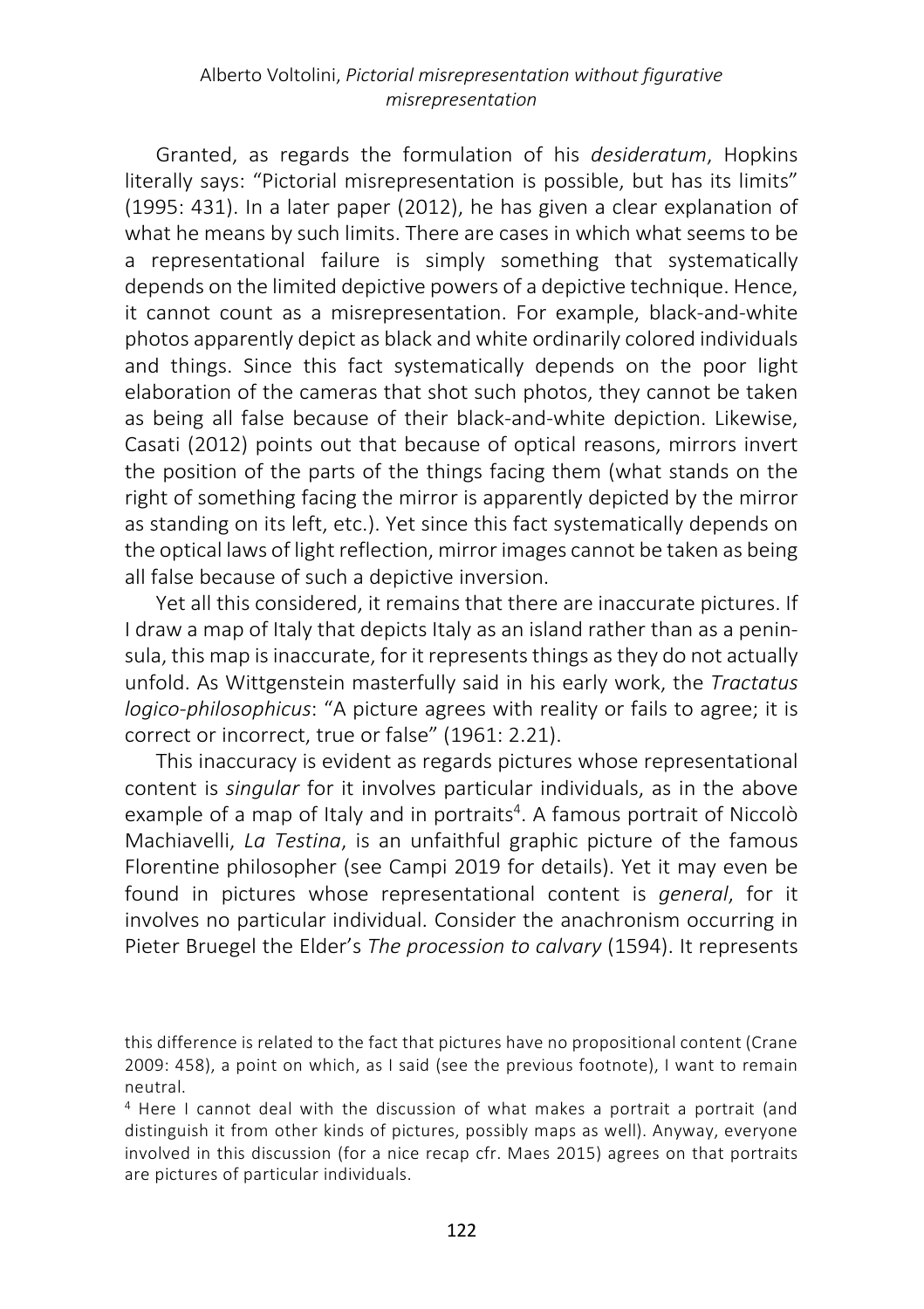Granted, as regards the formulation of his *desideratum*, Hopkins literally says: "Pictorial misrepresentation is possible, but has its limits" (1995: 431). In a later paper (2012), he has given a clear explanation of what he means by such limits. There are cases in which what seems to be a representational failure is simply something that systematically depends on the limited depictive powers of a depictive technique. Hence, it cannot count as a misrepresentation. For example, black-and-white photos apparently depict as black and white ordinarily colored individuals and things. Since this fact systematically depends on the poor light elaboration of the cameras that shot such photos, they cannot be taken as being all false because of their black-and-white depiction. Likewise, Casati (2012) points out that because of optical reasons, mirrors invert the position of the parts of the things facing them (what stands on the right of something facing the mirror is apparently depicted by the mirror as standing on its left, etc.). Yet since this fact systematically depends on the optical laws of light reflection, mirror images cannot be taken as being all false because of such a depictive inversion.

Yet all this considered, it remains that there are inaccurate pictures. If I draw a map of Italy that depicts Italy as an island rather than as a peninsula, this map is inaccurate, for it represents things as they do not actually unfold. As Wittgenstein masterfully said in his early work, the *Tractatus logico-philosophicus*: "A picture agrees with reality or fails to agree; it is correct or incorrect, true or false" (1961: 2.21).

This inaccuracy is evident as regards pictures whose representational content is *singular* for it involves particular individuals, as in the above example of a map of Italy and in portraits[4]. A famous portrait of Niccolò Machiavelli, *La Testina*, is an unfaithful graphic picture of the famous Florentine philosopher (see Campi 2019 for details). Yet it may even be found in pictures whose representational content is *general*, for it involves no particular individual. Consider the anachronism occurring in Pieter Bruegel the Elder's *The procession to calvary* (1594). It represents

this difference is related to the fact that pictures have no propositional content (Crane 2009: 458), a point on which, as I said (see the previous footnote), I want to remain neutral.

[4] Here I cannot deal with the discussion of what makes a portrait a portrait (and distinguish it from other kinds of pictures, possibly maps as well). Anyway, everyone involved in this discussion (for a nice recap cfr. Maes 2015) agrees on that portraits are pictures of particular individuals.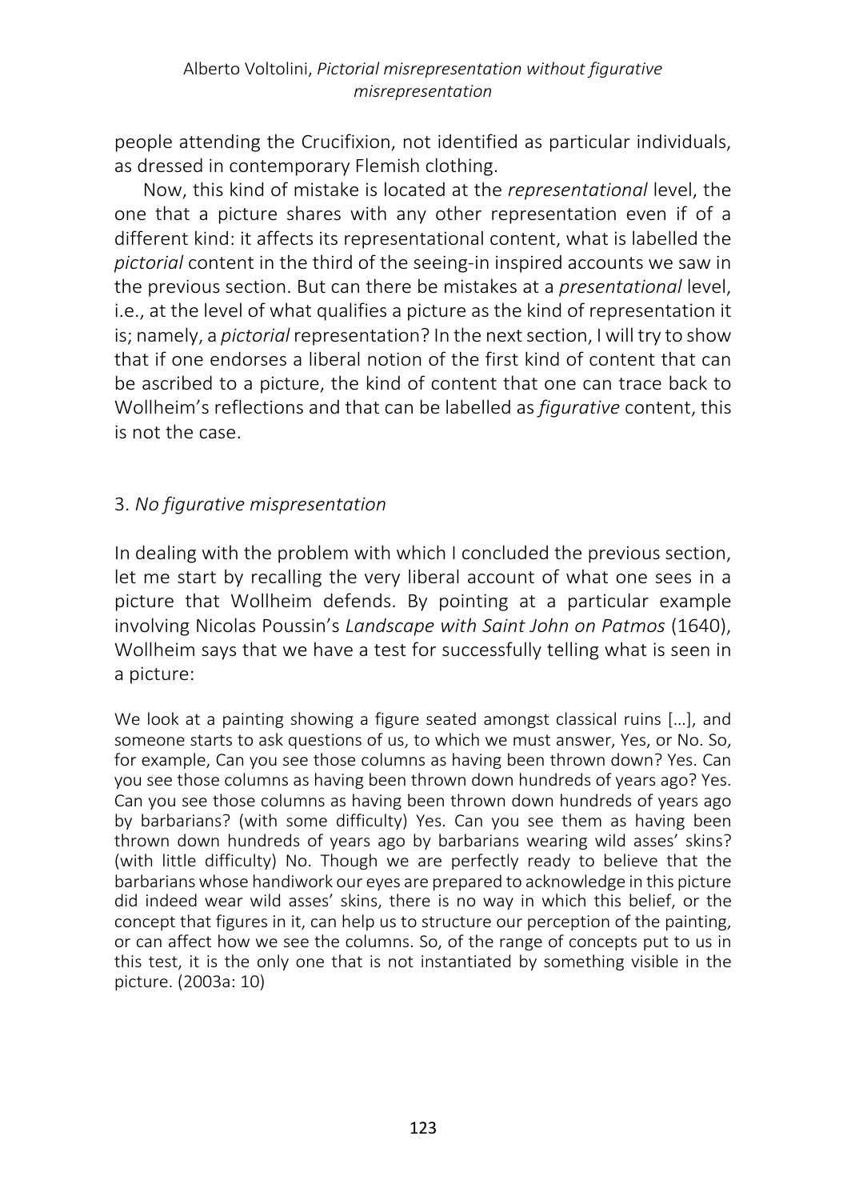people attending the Crucifixion, not identified as particular individuals, as dressed in contemporary Flemish clothing.

Now, this kind of mistake is located at the *representational* level, the one that a picture shares with any other representation even if of a different kind: it affects its representational content, what is labelled the *pictorial* content in the third of the seeing-in inspired accounts we saw in the previous section. But can there be mistakes at a *presentational* level, i.e., at the level of what qualifies a picture as the kind of representation it is; namely, a *pictorial* representation? In the next section, I will try to show that if one endorses a liberal notion of the first kind of content that can be ascribed to a picture, the kind of content that one can trace back to Wollheim's reflections and that can be labelled as *figurative* content, this is not the case.

## 3. *No figurative mispresentation*

In dealing with the problem with which I concluded the previous section, let me start by recalling the very liberal account of what one sees in a picture that Wollheim defends. By pointing at a particular example involving Nicolas Poussin's *Landscape with Saint John on Patmos* (1640), Wollheim says that we have a test for successfully telling what is seen in a picture:

> We look at a painting showing a figure seated amongst classical ruins [...], and someone starts to ask questions of us, to which we must answer, Yes, or No. So, for example, Can you see those columns as having been thrown down? Yes. Can you see those columns as having been thrown down hundreds of years ago? Yes. Can you see those columns as having been thrown down hundreds of years ago by barbarians? (with some difficulty) Yes. Can you see them as having been thrown down hundreds of years ago by barbarians wearing wild asses' skins? (with little difficulty) No. Though we are perfectly ready to believe that the barbarians whose handiwork our eyes are prepared to acknowledge in this picture did indeed wear wild asses' skins, there is no way in which this belief, or the concept that figures in it, can help us to structure our perception of the painting, or can affect how we see the columns. So, of the range of concepts put to us in this test, it is the only one that is not instantiated by something visible in the picture. (2003a: 10)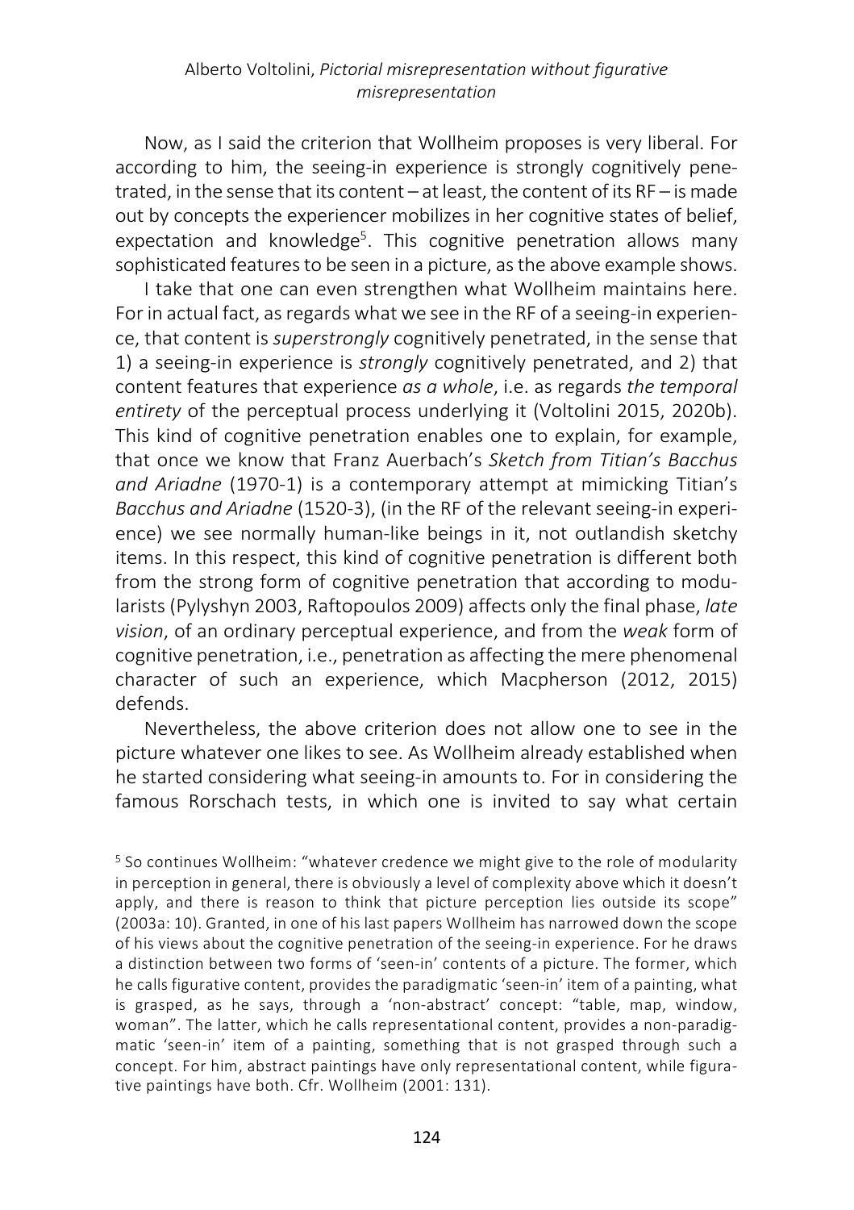Now, as I said the criterion that Wollheim proposes is very liberal. For according to him, the seeing-in experience is strongly cognitively penetrated, in the sense that its content – at least, the content of its RF – is made out by concepts the experiencer mobilizes in her cognitive states of belief, expectation and knowledge[5]. This cognitive penetration allows many sophisticated features to be seen in a picture, as the above example shows.

I take that one can even strengthen what Wollheim maintains here. For in actual fact, as regards what we see in the RF of a seeing-in experience, that content is *superstrongly* cognitively penetrated, in the sense that 1) a seeing-in experience is *strongly* cognitively penetrated, and 2) that content features that experience *as a whole*, i.e. as regards *the temporal entirety* of the perceptual process underlying it (Voltolini 2015, 2020b). This kind of cognitive penetration enables one to explain, for example, that once we know that Franz Auerbach's *Sketch from Titian's Bacchus and Ariadne* (1970-1) is a contemporary attempt at mimicking Titian's *Bacchus and Ariadne* (1520-3), (in the RF of the relevant seeing-in experience) we see normally human-like beings in it, not outlandish sketchy items. In this respect, this kind of cognitive penetration is different both from the strong form of cognitive penetration that according to modularists (Pylyshyn 2003, Raftopoulos 2009) affects only the final phase, *late vision*, of an ordinary perceptual experience, and from the *weak* form of cognitive penetration, i.e., penetration as affecting the mere phenomenal character of such an experience, which Macpherson (2012, 2015) defends.

Nevertheless, the above criterion does not allow one to see in the picture whatever one likes to see. As Wollheim already established when he started considering what seeing-in amounts to. For in considering the famous Rorschach tests, in which one is invited to say what certain

[5] So continues Wollheim: "whatever credence we might give to the role of modularity in perception in general, there is obviously a level of complexity above which it doesn't apply, and there is reason to think that picture perception lies outside its scope" (2003a: 10). Granted, in one of his last papers Wollheim has narrowed down the scope of his views about the cognitive penetration of the seeing-in experience. For he draws a distinction between two forms of 'seen-in' contents of a picture. The former, which he calls figurative content, provides the paradigmatic 'seen-in' item of a painting, what is grasped, as he says, through a 'non-abstract' concept: "table, map, window, woman". The latter, which he calls representational content, provides a non-paradigmatic 'seen-in' item of a painting, something that is not grasped through such a concept. For him, abstract paintings have only representational content, while figurative paintings have both. Cfr. Wollheim (2001: 131).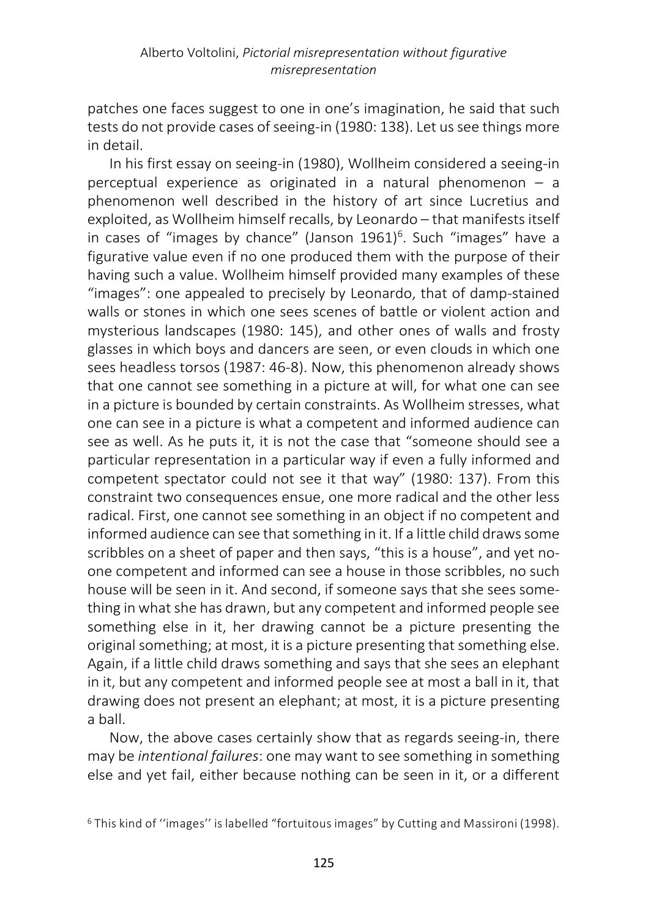patches one faces suggest to one in one's imagination, he said that such tests do not provide cases of seeing-in (1980: 138). Let us see things more in detail.

In his first essay on seeing-in (1980), Wollheim considered a seeing-in perceptual experience as originated in a natural phenomenon – a phenomenon well described in the history of art since Lucretius and exploited, as Wollheim himself recalls, by Leonardo – that manifests itself in cases of "images by chance" (Janson 1961)[6]. Such "images" have a figurative value even if no one produced them with the purpose of their having such a value. Wollheim himself provided many examples of these "images": one appealed to precisely by Leonardo, that of damp-stained walls or stones in which one sees scenes of battle or violent action and mysterious landscapes (1980: 145), and other ones of walls and frosty glasses in which boys and dancers are seen, or even clouds in which one sees headless torsos (1987: 46-8). Now, this phenomenon already shows that one cannot see something in a picture at will, for what one can see in a picture is bounded by certain constraints. As Wollheim stresses, what one can see in a picture is what a competent and informed audience can see as well. As he puts it, it is not the case that "someone should see a particular representation in a particular way if even a fully informed and competent spectator could not see it that way" (1980: 137). From this constraint two consequences ensue, one more radical and the other less radical. First, one cannot see something in an object if no competent and informed audience can see that something in it. If a little child draws some scribbles on a sheet of paper and then says, "this is a house", and yet no-one competent and informed can see a house in those scribbles, no such house will be seen in it. And second, if someone says that she sees something in what she has drawn, but any competent and informed people see something else in it, her drawing cannot be a picture presenting the original something; at most, it is a picture presenting that something else. Again, if a little child draws something and says that she sees an elephant in it, but any competent and informed people see at most a ball in it, that drawing does not present an elephant; at most, it is a picture presenting a ball.

Now, the above cases certainly show that as regards seeing-in, there may be *intentional failures*: one may want to see something in something else and yet fail, either because nothing can be seen in it, or a different

[6] This kind of ''images'' is labelled "fortuitous images" by Cutting and Massironi (1998).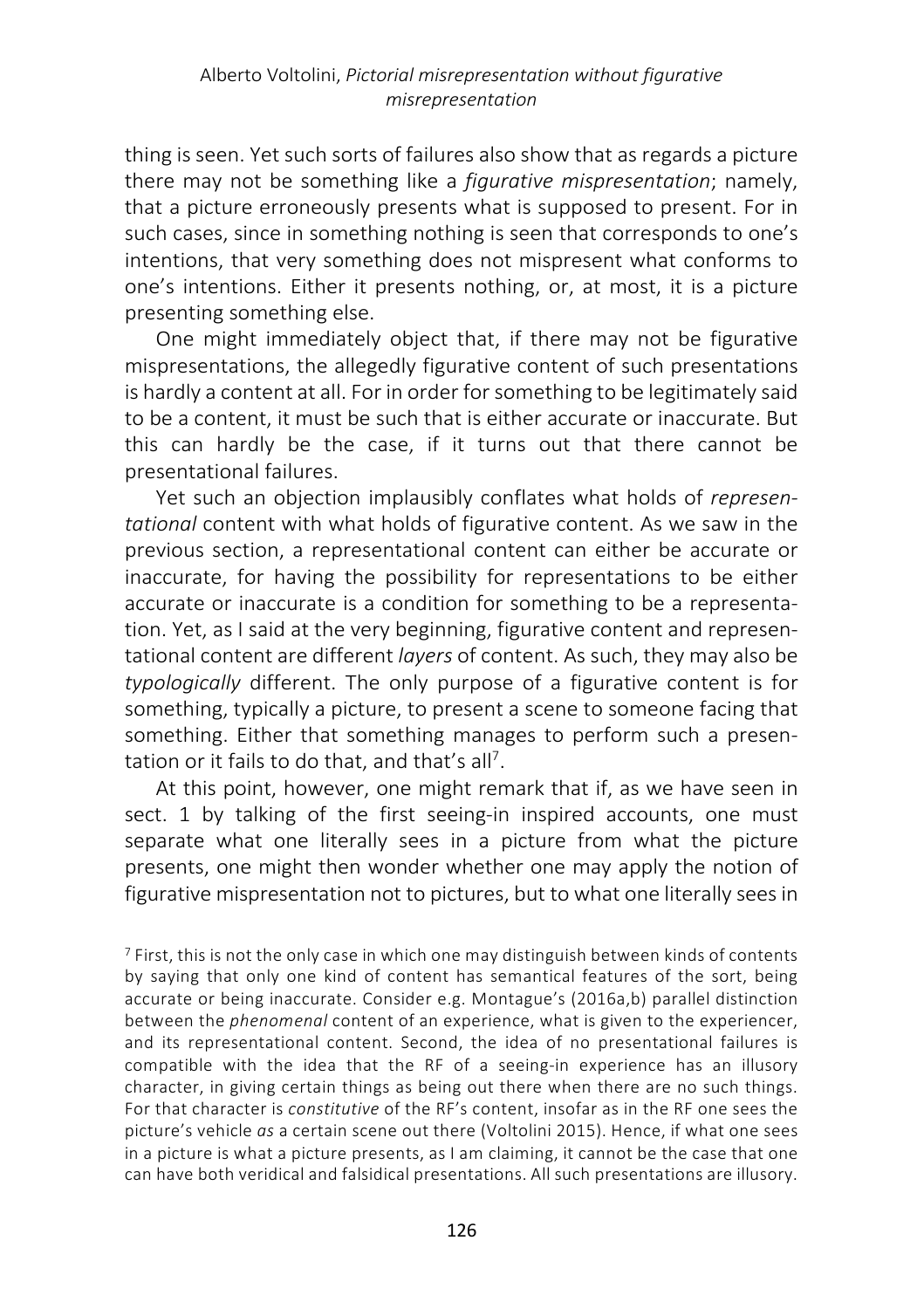thing is seen. Yet such sorts of failures also show that as regards a picture there may not be something like a *figurative mispresentation*; namely, that a picture erroneously presents what is supposed to present. For in such cases, since in something nothing is seen that corresponds to one's intentions, that very something does not mispresent what conforms to one's intentions. Either it presents nothing, or, at most, it is a picture presenting something else.

One might immediately object that, if there may not be figurative mispresentations, the allegedly figurative content of such presentations is hardly a content at all. For in order for something to be legitimately said to be a content, it must be such that is either accurate or inaccurate. But this can hardly be the case, if it turns out that there cannot be presentational failures.

Yet such an objection implausibly conflates what holds of *representational* content with what holds of figurative content. As we saw in the previous section, a representational content can either be accurate or inaccurate, for having the possibility for representations to be either accurate or inaccurate is a condition for something to be a representation. Yet, as I said at the very beginning, figurative content and representational content are different *layers* of content. As such, they may also be *typologically* different. The only purpose of a figurative content is for something, typically a picture, to present a scene to someone facing that something. Either that something manages to perform such a presentation or it fails to do that, and that's all[7].

At this point, however, one might remark that if, as we have seen in sect. 1 by talking of the first seeing-in inspired accounts, one must separate what one literally sees in a picture from what the picture presents, one might then wonder whether one may apply the notion of figurative mispresentation not to pictures, but to what one literally sees in

[7] First, this is not the only case in which one may distinguish between kinds of contents by saying that only one kind of content has semantical features of the sort, being accurate or being inaccurate. Consider e.g. Montague's (2016a,b) parallel distinction between the *phenomenal* content of an experience, what is given to the experiencer, and its representational content. Second, the idea of no presentational failures is compatible with the idea that the RF of a seeing-in experience has an illusory character, in giving certain things as being out there when there are no such things. For that character is *constitutive* of the RF's content, insofar as in the RF one sees the picture's vehicle *as* a certain scene out there (Voltolini 2015). Hence, if what one sees in a picture is what a picture presents, as I am claiming, it cannot be the case that one can have both veridical and falsidical presentations. All such presentations are illusory.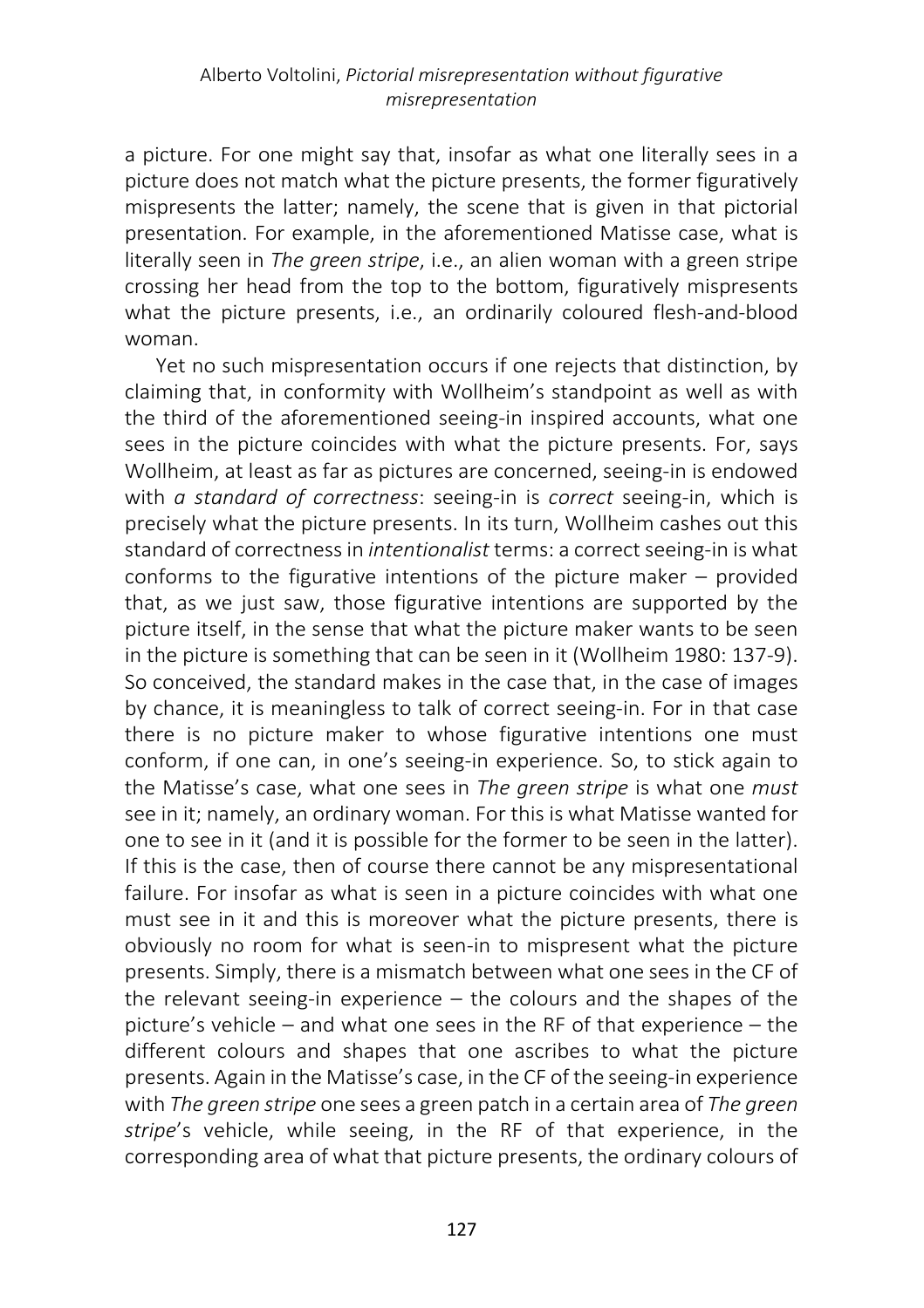a picture. For one might say that, insofar as what one literally sees in a picture does not match what the picture presents, the former figuratively mispresents the latter; namely, the scene that is given in that pictorial presentation. For example, in the aforementioned Matisse case, what is literally seen in *The green stripe*, i.e., an alien woman with a green stripe crossing her head from the top to the bottom, figuratively mispresents what the picture presents, i.e., an ordinarily coloured flesh-and-blood woman.

Yet no such mispresentation occurs if one rejects that distinction, by claiming that, in conformity with Wollheim's standpoint as well as with the third of the aforementioned seeing-in inspired accounts, what one sees in the picture coincides with what the picture presents. For, says Wollheim, at least as far as pictures are concerned, seeing-in is endowed with *a standard of correctness*: seeing-in is *correct* seeing-in, which is precisely what the picture presents. In its turn, Wollheim cashes out this standard of correctness in *intentionalist* terms: a correct seeing-in is what conforms to the figurative intentions of the picture maker – provided that, as we just saw, those figurative intentions are supported by the picture itself, in the sense that what the picture maker wants to be seen in the picture is something that can be seen in it (Wollheim 1980: 137-9). So conceived, the standard makes in the case that, in the case of images by chance, it is meaningless to talk of correct seeing-in. For in that case there is no picture maker to whose figurative intentions one must conform, if one can, in one's seeing-in experience. So, to stick again to the Matisse's case, what one sees in *The green stripe* is what one *must* see in it; namely, an ordinary woman. For this is what Matisse wanted for one to see in it (and it is possible for the former to be seen in the latter). If this is the case, then of course there cannot be any mispresentational failure. For insofar as what is seen in a picture coincides with what one must see in it and this is moreover what the picture presents, there is obviously no room for what is seen-in to mispresent what the picture presents. Simply, there is a mismatch between what one sees in the CF of the relevant seeing-in experience – the colours and the shapes of the picture's vehicle – and what one sees in the RF of that experience – the different colours and shapes that one ascribes to what the picture presents. Again in the Matisse's case, in the CF of the seeing-in experience with *The green stripe* one sees a green patch in a certain area of *The green stripe*'s vehicle, while seeing, in the RF of that experience, in the corresponding area of what that picture presents, the ordinary colours of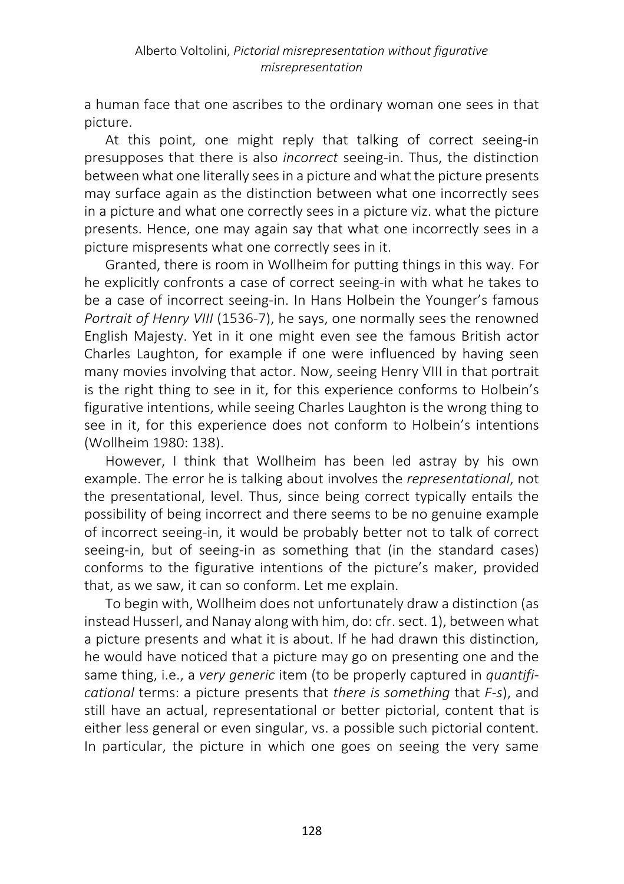a human face that one ascribes to the ordinary woman one sees in that picture.

At this point, one might reply that talking of correct seeing-in presupposes that there is also *incorrect* seeing-in. Thus, the distinction between what one literally sees in a picture and what the picture presents may surface again as the distinction between what one incorrectly sees in a picture and what one correctly sees in a picture viz. what the picture presents. Hence, one may again say that what one incorrectly sees in a picture mispresents what one correctly sees in it.

Granted, there is room in Wollheim for putting things in this way. For he explicitly confronts a case of correct seeing-in with what he takes to be a case of incorrect seeing-in. In Hans Holbein the Younger's famous *Portrait of Henry VIII* (1536-7), he says, one normally sees the renowned English Majesty. Yet in it one might even see the famous British actor Charles Laughton, for example if one were influenced by having seen many movies involving that actor. Now, seeing Henry VIII in that portrait is the right thing to see in it, for this experience conforms to Holbein's figurative intentions, while seeing Charles Laughton is the wrong thing to see in it, for this experience does not conform to Holbein's intentions (Wollheim 1980: 138).

However, I think that Wollheim has been led astray by his own example. The error he is talking about involves the *representational*, not the presentational, level. Thus, since being correct typically entails the possibility of being incorrect and there seems to be no genuine example of incorrect seeing-in, it would be probably better not to talk of correct seeing-in, but of seeing-in as something that (in the standard cases) conforms to the figurative intentions of the picture's maker, provided that, as we saw, it can so conform. Let me explain.

To begin with, Wollheim does not unfortunately draw a distinction (as instead Husserl, and Nanay along with him, do: cfr. sect. 1), between what a picture presents and what it is about. If he had drawn this distinction, he would have noticed that a picture may go on presenting one and the same thing, i.e., a *very generic* item (to be properly captured in *quantificational* terms: a picture presents that *there is something* that *F-s*), and still have an actual, representational or better pictorial, content that is either less general or even singular, vs. a possible such pictorial content. In particular, the picture in which one goes on seeing the very same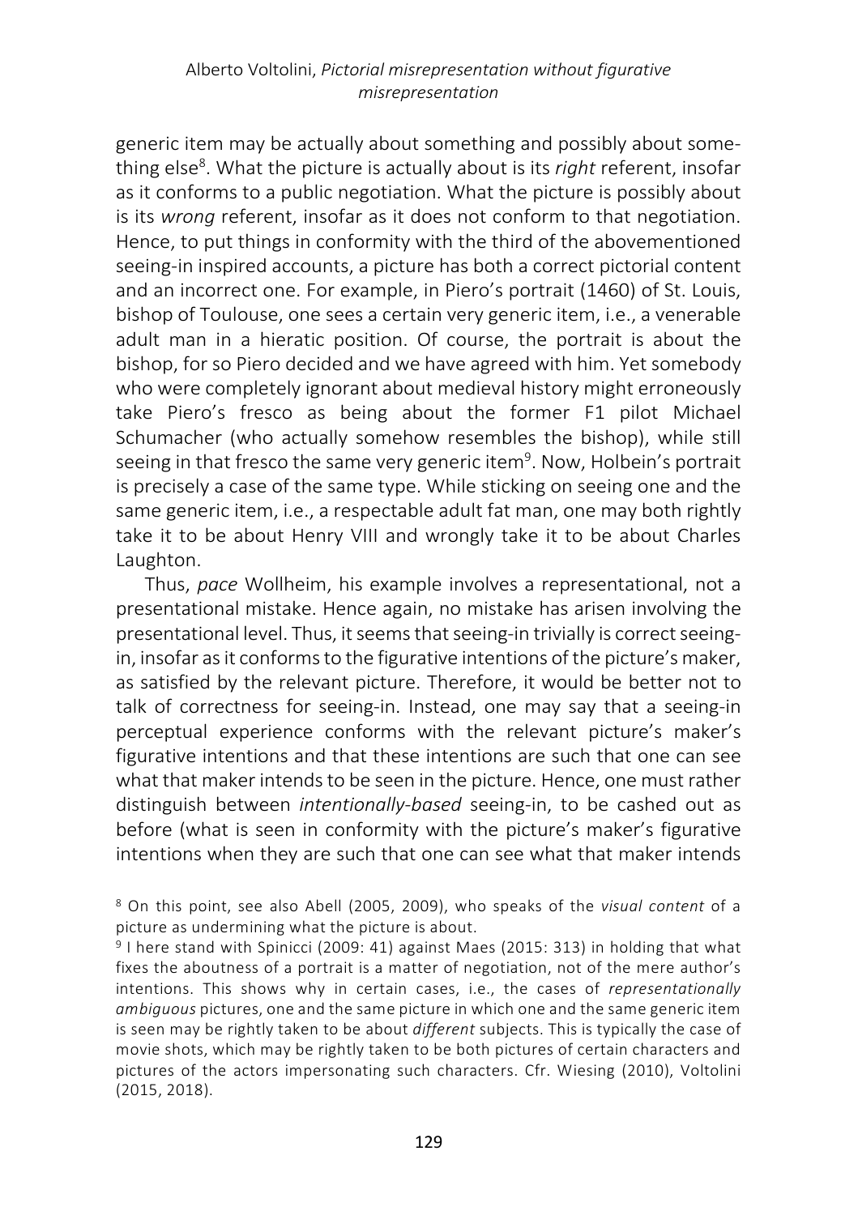generic item may be actually about something and possibly about something else[8]. What the picture is actually about is its *right* referent, insofar as it conforms to a public negotiation. What the picture is possibly about is its *wrong* referent, insofar as it does not conform to that negotiation. Hence, to put things in conformity with the third of the abovementioned seeing-in inspired accounts, a picture has both a correct pictorial content and an incorrect one. For example, in Piero's portrait (1460) of St. Louis, bishop of Toulouse, one sees a certain very generic item, i.e., a venerable adult man in a hieratic position. Of course, the portrait is about the bishop, for so Piero decided and we have agreed with him. Yet somebody who were completely ignorant about medieval history might erroneously take Piero's fresco as being about the former F1 pilot Michael Schumacher (who actually somehow resembles the bishop), while still seeing in that fresco the same very generic item[9]. Now, Holbein's portrait is precisely a case of the same type. While sticking on seeing one and the same generic item, i.e., a respectable adult fat man, one may both rightly take it to be about Henry VIII and wrongly take it to be about Charles Laughton.

Thus, *pace* Wollheim, his example involves a representational, not a presentational mistake. Hence again, no mistake has arisen involving the presentational level. Thus, it seems that seeing-in trivially is correct seeing-in, insofar as it conforms to the figurative intentions of the picture's maker, as satisfied by the relevant picture. Therefore, it would be better not to talk of correctness for seeing-in. Instead, one may say that a seeing-in perceptual experience conforms with the relevant picture's maker's figurative intentions and that these intentions are such that one can see what that maker intends to be seen in the picture. Hence, one must rather distinguish between *intentionally-based* seeing-in, to be cashed out as before (what is seen in conformity with the picture's maker's figurative intentions when they are such that one can see what that maker intends

[8] On this point, see also Abell (2005, 2009), who speaks of the *visual content* of a picture as undermining what the picture is about.

[9] I here stand with Spinicci (2009: 41) against Maes (2015: 313) in holding that what fixes the aboutness of a portrait is a matter of negotiation, not of the mere author's intentions. This shows why in certain cases, i.e., the cases of *representationally ambiguous* pictures, one and the same picture in which one and the same generic item is seen may be rightly taken to be about *different* subjects. This is typically the case of movie shots, which may be rightly taken to be both pictures of certain characters and pictures of the actors impersonating such characters. Cfr. Wiesing (2010), Voltolini (2015, 2018).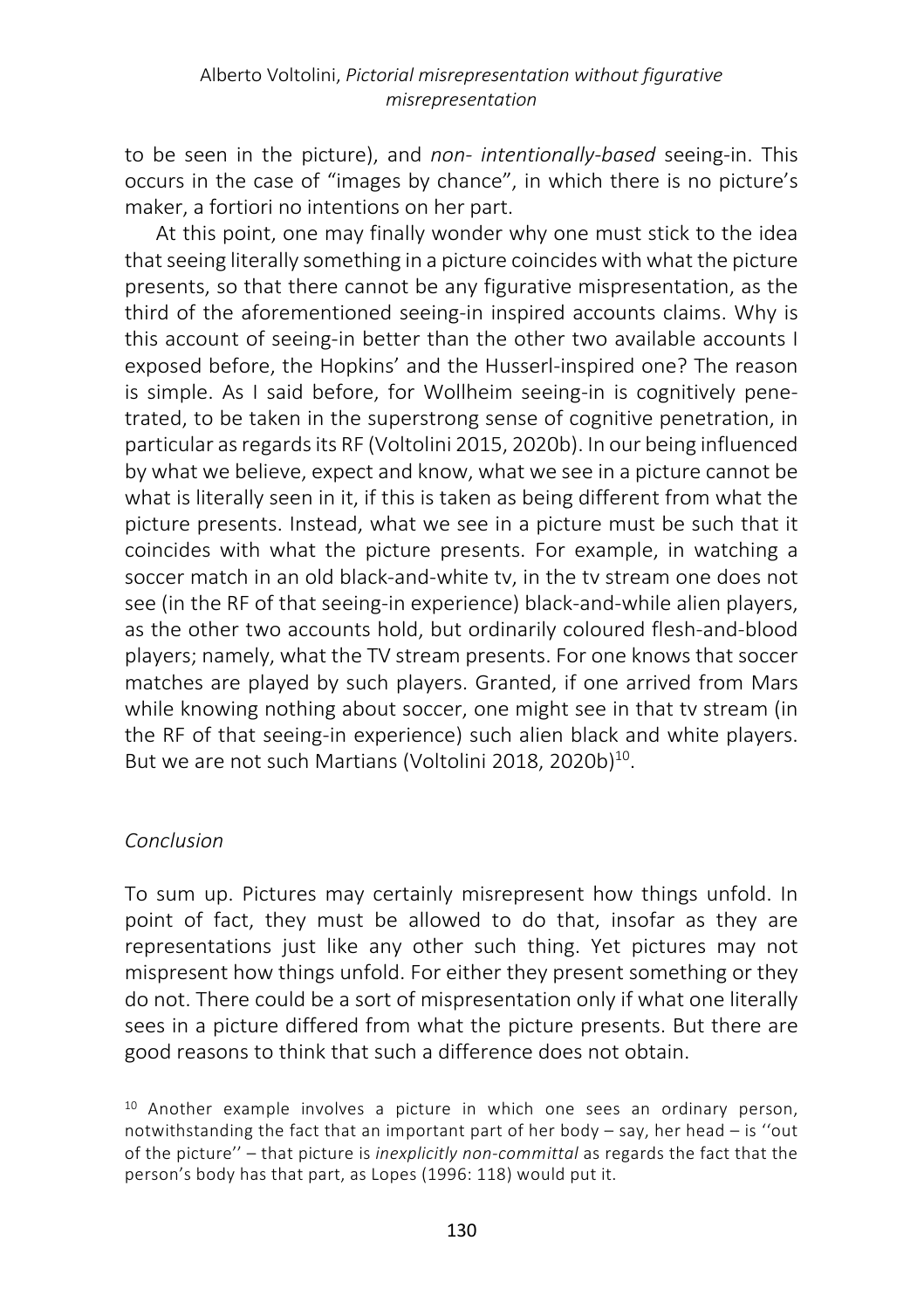to be seen in the picture), and *non- intentionally-based* seeing-in. This occurs in the case of "images by chance", in which there is no picture's maker, a fortiori no intentions on her part.

At this point, one may finally wonder why one must stick to the idea that seeing literally something in a picture coincides with what the picture presents, so that there cannot be any figurative mispresentation, as the third of the aforementioned seeing-in inspired accounts claims. Why is this account of seeing-in better than the other two available accounts I exposed before, the Hopkins' and the Husserl-inspired one? The reason is simple. As I said before, for Wollheim seeing-in is cognitively penetrated, to be taken in the superstrong sense of cognitive penetration, in particular as regards its RF (Voltolini 2015, 2020b). In our being influenced by what we believe, expect and know, what we see in a picture cannot be what is literally seen in it, if this is taken as being different from what the picture presents. Instead, what we see in a picture must be such that it coincides with what the picture presents. For example, in watching a soccer match in an old black-and-white tv, in the tv stream one does not see (in the RF of that seeing-in experience) black-and-while alien players, as the other two accounts hold, but ordinarily coloured flesh-and-blood players; namely, what the TV stream presents. For one knows that soccer matches are played by such players. Granted, if one arrived from Mars while knowing nothing about soccer, one might see in that tv stream (in the RF of that seeing-in experience) such alien black and white players. But we are not such Martians (Voltolini 2018, 2020b)[10].

## *Conclusion*

To sum up. Pictures may certainly misrepresent how things unfold. In point of fact, they must be allowed to do that, insofar as they are representations just like any other such thing. Yet pictures may not mispresent how things unfold. For either they present something or they do not. There could be a sort of mispresentation only if what one literally sees in a picture differed from what the picture presents. But there are good reasons to think that such a difference does not obtain.

[10] Another example involves a picture in which one sees an ordinary person, notwithstanding the fact that an important part of her body – say, her head – is ''out of the picture'' – that picture is *inexplicitly non-committal* as regards the fact that the person's body has that part, as Lopes (1996: 118) would put it.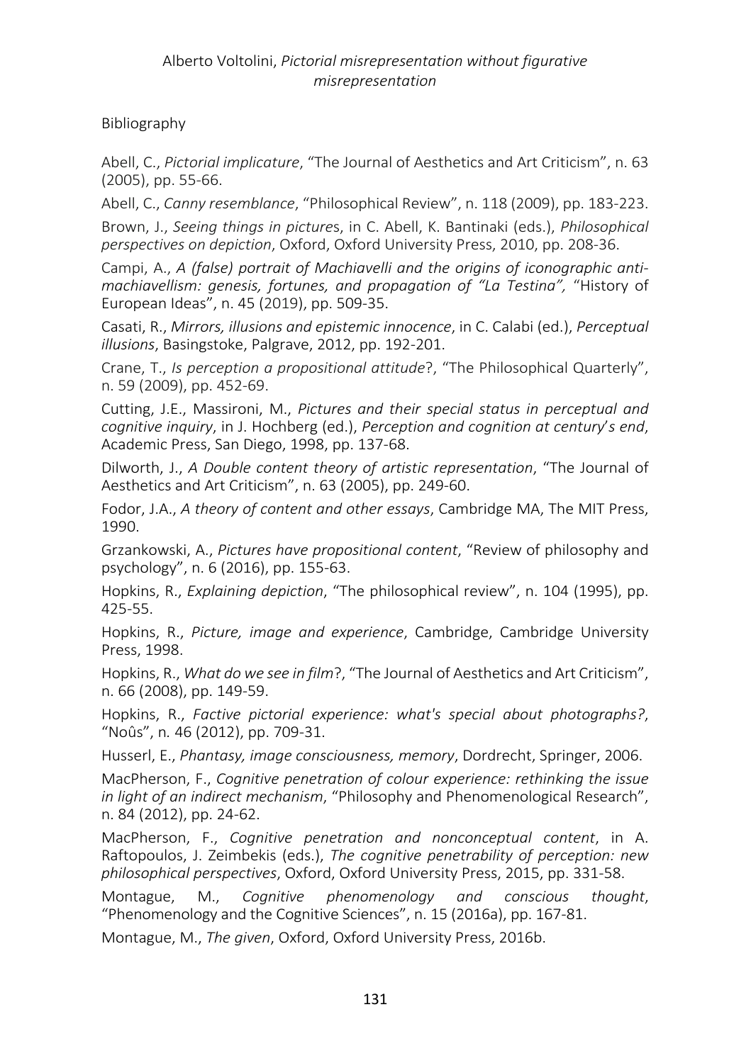Bibliography

Abell, C., *Pictorial implicature*, "The Journal of Aesthetics and Art Criticism", n. 63 (2005), pp. 55-66.

Abell, C., *Canny resemblance*, "Philosophical Review", n. 118 (2009), pp. 183-223.

Brown, J., *Seeing things in pictures*, in C. Abell, K. Bantinaki (eds.), *Philosophical perspectives on depiction*, Oxford, Oxford University Press, 2010, pp. 208-36.

Campi, A., *A (false) portrait of Machiavelli and the origins of iconographic anti-machiavellism: genesis, fortunes, and propagation of "La Testina",* "History of European Ideas", n. 45 (2019), pp. 509-35.

Casati, R., *Mirrors, illusions and epistemic innocence*, in C. Calabi (ed.), *Perceptual illusions*, Basingstoke, Palgrave, 2012, pp. 192-201.

Crane, T., *Is perception a propositional attitude*?, "The Philosophical Quarterly", n. 59 (2009), pp. 452-69.

Cutting, J.E., Massironi, M., *Pictures and their special status in perceptual and cognitive inquiry*, in J. Hochberg (ed.), *Perception and cognition at century's end*, Academic Press, San Diego, 1998, pp. 137-68.

Dilworth, J., *A Double content theory of artistic representation*, "The Journal of Aesthetics and Art Criticism", n. 63 (2005), pp. 249-60.

Fodor, J.A., *A theory of content and other essays*, Cambridge MA, The MIT Press, 1990.

Grzankowski, A., *Pictures have propositional content*, "Review of philosophy and psychology", n. 6 (2016), pp. 155-63.

Hopkins, R., *Explaining depiction*, "The philosophical review", n. 104 (1995), pp. 425-55.

Hopkins, R., *Picture, image and experience*, Cambridge, Cambridge University Press, 1998.

Hopkins, R., *What do we see in film*?, "The Journal of Aesthetics and Art Criticism", n. 66 (2008), pp. 149-59.

Hopkins, R., *Factive pictorial experience: what's special about photographs?*, "Noûs", n. 46 (2012), pp. 709-31.

Husserl, E., *Phantasy, image consciousness, memory*, Dordrecht, Springer, 2006.

MacPherson, F., *Cognitive penetration of colour experience: rethinking the issue in light of an indirect mechanism*, "Philosophy and Phenomenological Research", n. 84 (2012), pp. 24-62.

MacPherson, F., *Cognitive penetration and nonconceptual content*, in A. Raftopoulos, J. Zeimbekis (eds.), *The cognitive penetrability of perception: new philosophical perspectives*, Oxford, Oxford University Press, 2015, pp. 331-58.

Montague, M., *Cognitive phenomenology and conscious thought*, "Phenomenology and the Cognitive Sciences", n. 15 (2016a), pp. 167-81.

Montague, M., *The given*, Oxford, Oxford University Press, 2016b.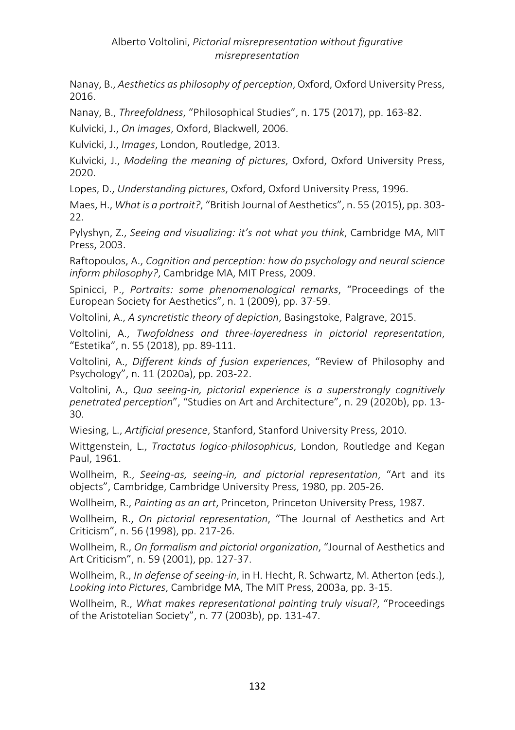Nanay, B., *Aesthetics as philosophy of perception*, Oxford, Oxford University Press, 2016.

Nanay, B., *Threefoldness*, "Philosophical Studies", n. 175 (2017), pp. 163-82.

Kulvicki, J., *On images*, Oxford, Blackwell, 2006.

Kulvicki, J., *Images*, London, Routledge, 2013.

Kulvicki, J., *Modeling the meaning of pictures*, Oxford, Oxford University Press, 2020.

Lopes, D., *Understanding pictures*, Oxford, Oxford University Press, 1996.

Maes, H., *What is a portrait?*, "British Journal of Aesthetics", n. 55 (2015), pp. 303-22.

Pylyshyn, Z., *Seeing and visualizing: it's not what you think*, Cambridge MA, MIT Press, 2003.

Raftopoulos, A., *Cognition and perception: how do psychology and neural science inform philosophy?*, Cambridge MA, MIT Press, 2009.

Spinicci, P., *Portraits: some phenomenological remarks*, "Proceedings of the European Society for Aesthetics", n. 1 (2009), pp. 37-59.

Voltolini, A., *A syncretistic theory of depiction*, Basingstoke, Palgrave, 2015.

Voltolini, A., *Twofoldness and three-layeredness in pictorial representation*, "Estetika", n. 55 (2018), pp. 89-111.

Voltolini, A., *Different kinds of fusion experiences*, "Review of Philosophy and Psychology", n. 11 (2020a), pp. 203-22.

Voltolini, A., *Qua seeing-in, pictorial experience is a superstrongly cognitively penetrated perception*", "Studies on Art and Architecture", n. 29 (2020b), pp. 13-30.

Wiesing, L., *Artificial presence*, Stanford, Stanford University Press, 2010.

Wittgenstein, L., *Tractatus logico-philosophicus*, London, Routledge and Kegan Paul, 1961.

Wollheim, R., *Seeing-as, seeing-in, and pictorial representation*, "Art and its objects", Cambridge, Cambridge University Press, 1980, pp. 205-26.

Wollheim, R., *Painting as an art*, Princeton, Princeton University Press, 1987.

Wollheim, R., *On pictorial representation*, "The Journal of Aesthetics and Art Criticism", n. 56 (1998), pp. 217-26.

Wollheim, R., *On formalism and pictorial organization*, "Journal of Aesthetics and Art Criticism", n. 59 (2001), pp. 127-37.

Wollheim, R., *In defense of seeing-in*, in H. Hecht, R. Schwartz, M. Atherton (eds.), *Looking into Pictures*, Cambridge MA, The MIT Press, 2003a, pp. 3-15.

Wollheim, R., *What makes representational painting truly visual?*, "Proceedings of the Aristotelian Society", n. 77 (2003b), pp. 131-47.